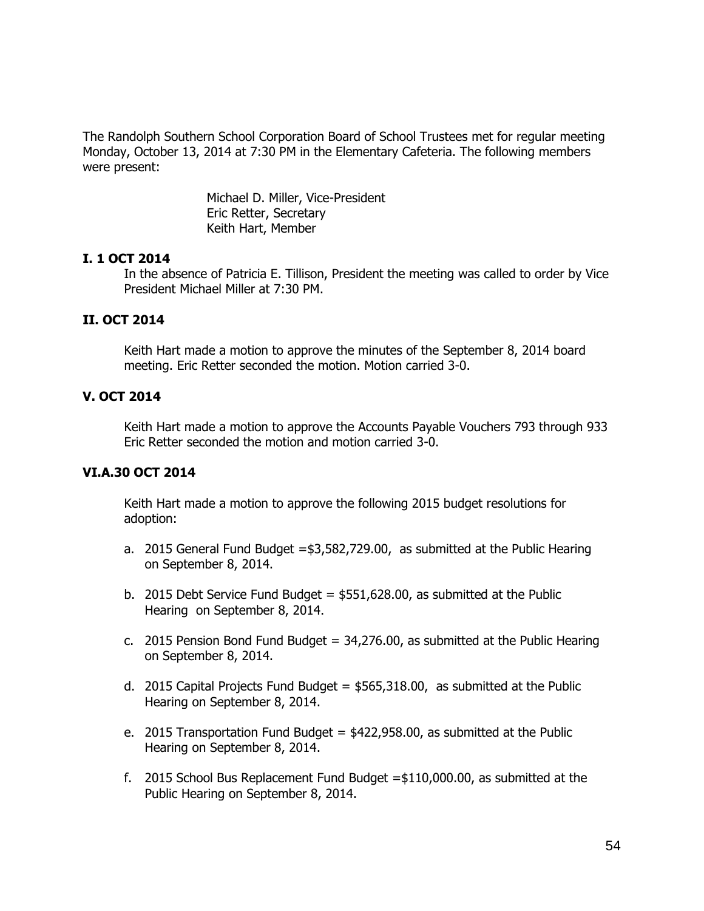The Randolph Southern School Corporation Board of School Trustees met for regular meeting Monday, October 13, 2014 at 7:30 PM in the Elementary Cafeteria. The following members were present:

Michael D. Miller, Vice-President
Eric Retter, Secretary
Keith Hart, Member

**I. 1 OCT 2014**

In the absence of Patricia E. Tillison, President the meeting was called to order by Vice President Michael Miller at 7:30 PM.

**II. OCT 2014**

Keith Hart made a motion to approve the minutes of the September 8, 2014 board meeting. Eric Retter seconded the motion. Motion carried 3-0.

**V. OCT 2014**

Keith Hart made a motion to approve the Accounts Payable Vouchers 793 through 933 Eric Retter seconded the motion and motion carried 3-0.

**VI.A.30 OCT 2014**

Keith Hart made a motion to approve the following 2015 budget resolutions for adoption:

a. 2015 General Fund Budget =$3,582,729.00, as submitted at the Public Hearing on September 8, 2014.

b. 2015 Debt Service Fund Budget = $551,628.00, as submitted at the Public Hearing on September 8, 2014.

c. 2015 Pension Bond Fund Budget = 34,276.00, as submitted at the Public Hearing on September 8, 2014.

d. 2015 Capital Projects Fund Budget = $565,318.00, as submitted at the Public Hearing on September 8, 2014.

e. 2015 Transportation Fund Budget = $422,958.00, as submitted at the Public Hearing on September 8, 2014.

f. 2015 School Bus Replacement Fund Budget =$110,000.00, as submitted at the Public Hearing on September 8, 2014.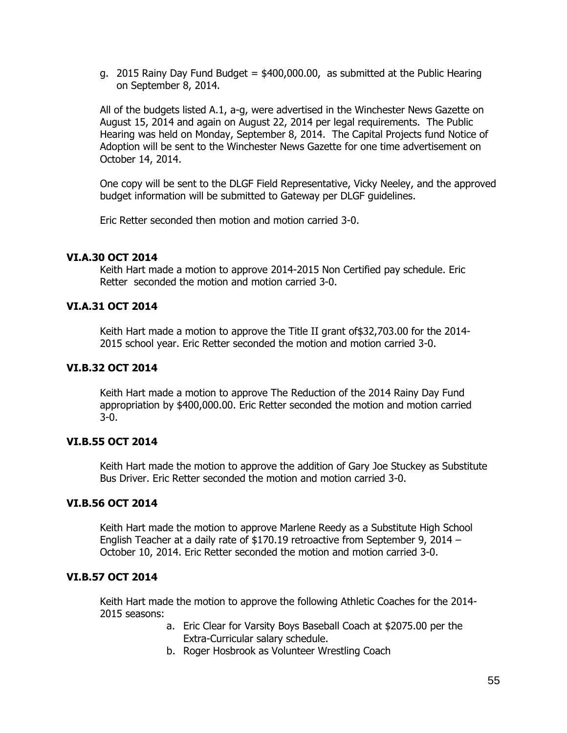g. 2015 Rainy Day Fund Budget = $400,000.00, as submitted at the Public Hearing on September 8, 2014.

All of the budgets listed A.1, a-g, were advertised in the Winchester News Gazette on August 15, 2014 and again on August 22, 2014 per legal requirements. The Public Hearing was held on Monday, September 8, 2014. The Capital Projects fund Notice of Adoption will be sent to the Winchester News Gazette for one time advertisement on October 14, 2014.

One copy will be sent to the DLGF Field Representative, Vicky Neeley, and the approved budget information will be submitted to Gateway per DLGF guidelines.

Eric Retter seconded then motion and motion carried 3-0.

**VI.A.30 OCT 2014**

Keith Hart made a motion to approve 2014-2015 Non Certified pay schedule. Eric Retter seconded the motion and motion carried 3-0.

**VI.A.31 OCT 2014**

Keith Hart made a motion to approve the Title II grant of$32,703.00 for the 2014-2015 school year. Eric Retter seconded the motion and motion carried 3-0.

**VI.B.32 OCT 2014**

Keith Hart made a motion to approve The Reduction of the 2014 Rainy Day Fund appropriation by $400,000.00. Eric Retter seconded the motion and motion carried 3-0.

**VI.B.55 OCT 2014**

Keith Hart made the motion to approve the addition of Gary Joe Stuckey as Substitute Bus Driver. Eric Retter seconded the motion and motion carried 3-0.

**VI.B.56 OCT 2014**

Keith Hart made the motion to approve Marlene Reedy as a Substitute High School English Teacher at a daily rate of $170.19 retroactive from September 9, 2014 – October 10, 2014. Eric Retter seconded the motion and motion carried 3-0.

**VI.B.57 OCT 2014**

Keith Hart made the motion to approve the following Athletic Coaches for the 2014-2015 seasons:

a. Eric Clear for Varsity Boys Baseball Coach at $2075.00 per the Extra-Curricular salary schedule.
b. Roger Hosbrook as Volunteer Wrestling Coach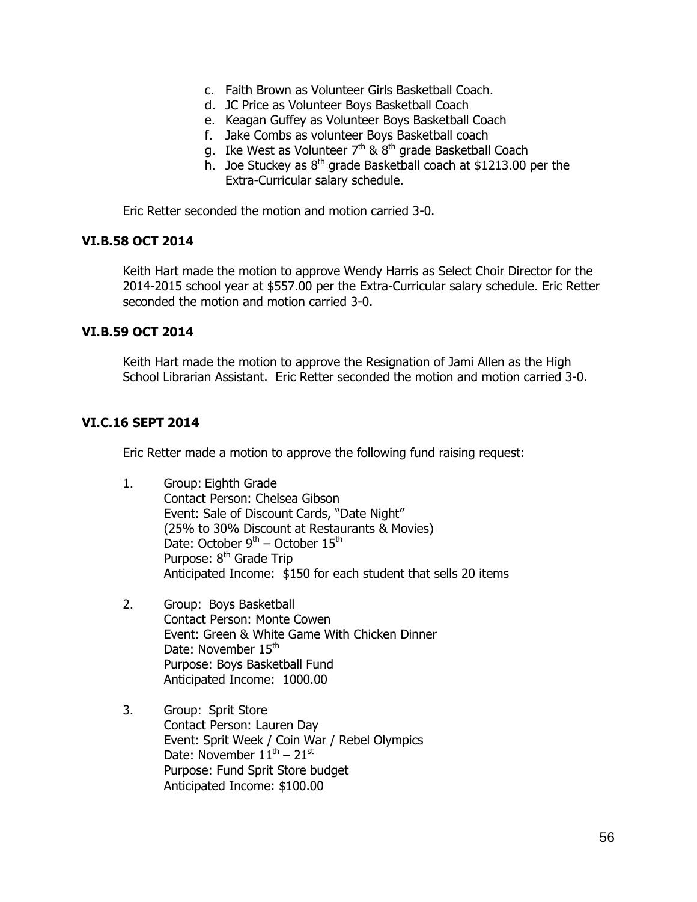c. Faith Brown as Volunteer Girls Basketball Coach.
d. JC Price as Volunteer Boys Basketball Coach
e. Keagan Guffey as Volunteer Boys Basketball Coach
f. Jake Combs as volunteer Boys Basketball coach
g. Ike West as Volunteer 7th & 8th grade Basketball Coach
h. Joe Stuckey as 8th grade Basketball coach at $1213.00 per the Extra-Curricular salary schedule.

Eric Retter seconded the motion and motion carried 3-0.

**VI.B.58 OCT 2014**

Keith Hart made the motion to approve Wendy Harris as Select Choir Director for the 2014-2015 school year at $557.00 per the Extra-Curricular salary schedule. Eric Retter seconded the motion and motion carried 3-0.

**VI.B.59 OCT 2014**

Keith Hart made the motion to approve the Resignation of Jami Allen as the High School Librarian Assistant. Eric Retter seconded the motion and motion carried 3-0.

**VI.C.16 SEPT 2014**

Eric Retter made a motion to approve the following fund raising request:

1. Group: Eighth Grade
   Contact Person: Chelsea Gibson
   Event: Sale of Discount Cards, "Date Night"
   (25% to 30% Discount at Restaurants & Movies)
   Date: October 9th – October 15th
   Purpose: 8th Grade Trip
   Anticipated Income: $150 for each student that sells 20 items

2. Group: Boys Basketball
   Contact Person: Monte Cowen
   Event: Green & White Game With Chicken Dinner
   Date: November 15th
   Purpose: Boys Basketball Fund
   Anticipated Income: 1000.00

3. Group: Sprit Store
   Contact Person: Lauren Day
   Event: Sprit Week / Coin War / Rebel Olympics
   Date: November 11th – 21st
   Purpose: Fund Sprit Store budget
   Anticipated Income: $100.00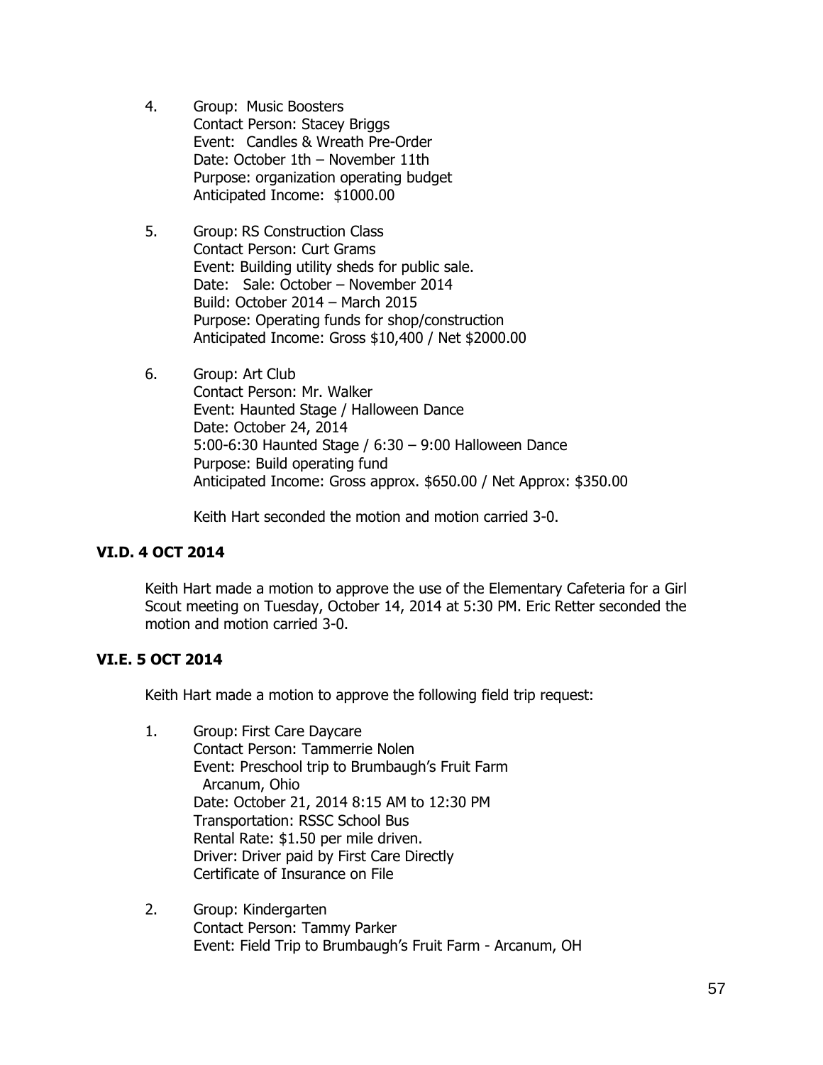4. Group: Music Boosters
   Contact Person: Stacey Briggs
   Event: Candles & Wreath Pre-Order
   Date: October 1th – November 11th
   Purpose: organization operating budget
   Anticipated Income: $1000.00

5. Group: RS Construction Class
   Contact Person: Curt Grams
   Event: Building utility sheds for public sale.
   Date: Sale: October – November 2014
   Build: October 2014 – March 2015
   Purpose: Operating funds for shop/construction
   Anticipated Income: Gross $10,400 / Net $2000.00

6. Group: Art Club
   Contact Person: Mr. Walker
   Event: Haunted Stage / Halloween Dance
   Date: October 24, 2014
   5:00-6:30 Haunted Stage / 6:30 – 9:00 Halloween Dance
   Purpose: Build operating fund
   Anticipated Income: Gross approx. $650.00 / Net Approx: $350.00

   Keith Hart seconded the motion and motion carried 3-0.

**VI.D. 4 OCT 2014**

Keith Hart made a motion to approve the use of the Elementary Cafeteria for a Girl Scout meeting on Tuesday, October 14, 2014 at 5:30 PM. Eric Retter seconded the motion and motion carried 3-0.

**VI.E. 5 OCT 2014**

Keith Hart made a motion to approve the following field trip request:

1. Group: First Care Daycare
   Contact Person: Tammerrie Nolen
   Event: Preschool trip to Brumbaugh's Fruit Farm
   Arcanum, Ohio
   Date: October 21, 2014 8:15 AM to 12:30 PM
   Transportation: RSSC School Bus
   Rental Rate: $1.50 per mile driven.
   Driver: Driver paid by First Care Directly
   Certificate of Insurance on File

2. Group: Kindergarten
   Contact Person: Tammy Parker
   Event: Field Trip to Brumbaugh's Fruit Farm - Arcanum, OH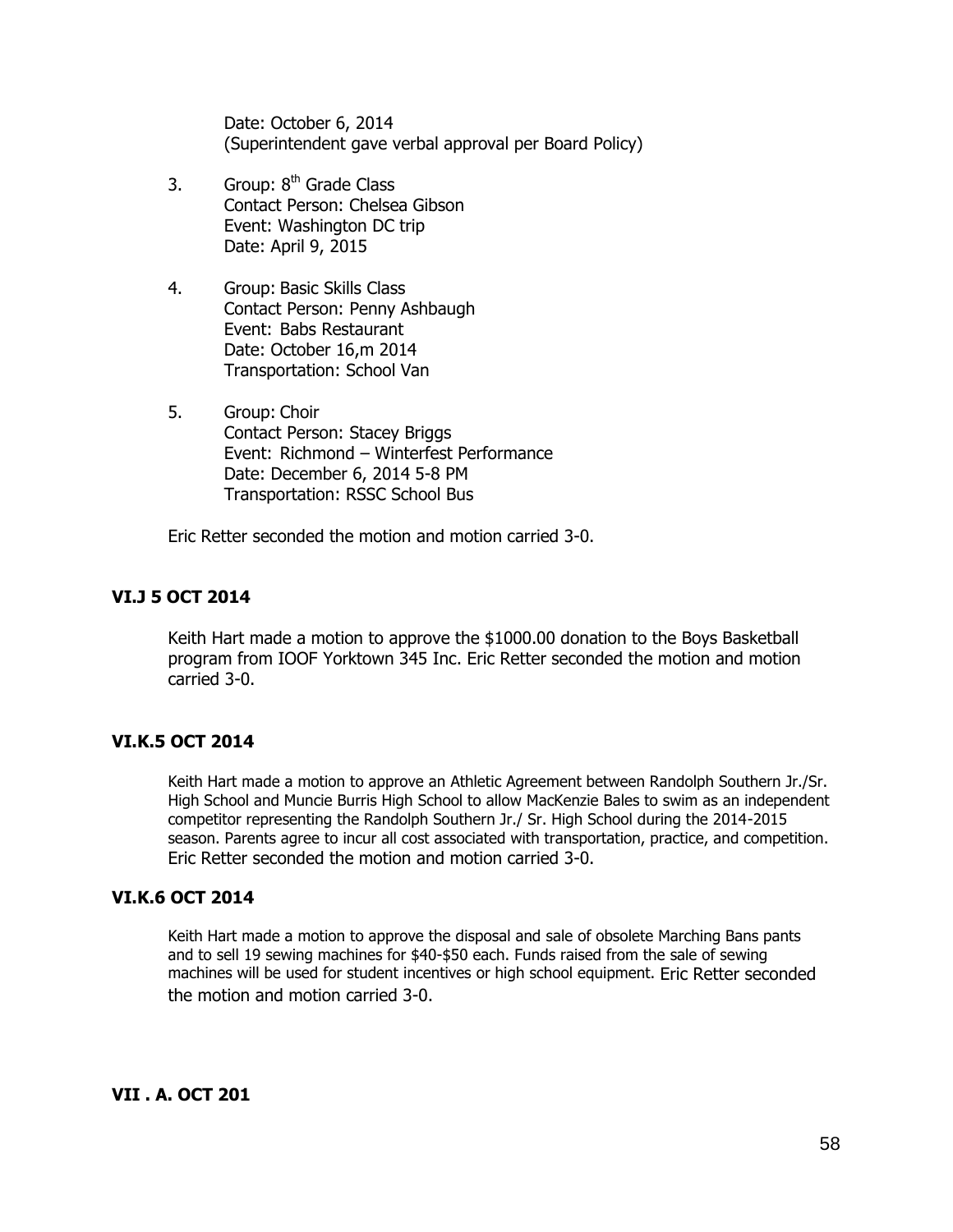Date: October 6, 2014
(Superintendent gave verbal approval per Board Policy)

3. Group: 8th Grade Class
   Contact Person: Chelsea Gibson
   Event: Washington DC trip
   Date: April 9, 2015

4. Group: Basic Skills Class
   Contact Person: Penny Ashbaugh
   Event: Babs Restaurant
   Date: October 16,m 2014
   Transportation: School Van

5. Group: Choir
   Contact Person: Stacey Briggs
   Event: Richmond – Winterfest Performance
   Date: December 6, 2014 5-8 PM
   Transportation: RSSC School Bus

Eric Retter seconded the motion and motion carried 3-0.

**VI.J 5 OCT 2014**

Keith Hart made a motion to approve the $1000.00 donation to the Boys Basketball program from IOOF Yorktown 345 Inc. Eric Retter seconded the motion and motion carried 3-0.

**VI.K.5 OCT 2014**

Keith Hart made a motion to approve an Athletic Agreement between Randolph Southern Jr./Sr. High School and Muncie Burris High School to allow MacKenzie Bales to swim as an independent competitor representing the Randolph Southern Jr./ Sr. High School during the 2014-2015 season. Parents agree to incur all cost associated with transportation, practice, and competition. Eric Retter seconded the motion and motion carried 3-0.

**VI.K.6 OCT 2014**

Keith Hart made a motion to approve the disposal and sale of obsolete Marching Bans pants and to sell 19 sewing machines for $40-$50 each. Funds raised from the sale of sewing machines will be used for student incentives or high school equipment. Eric Retter seconded the motion and motion carried 3-0.

**VII . A. OCT 201**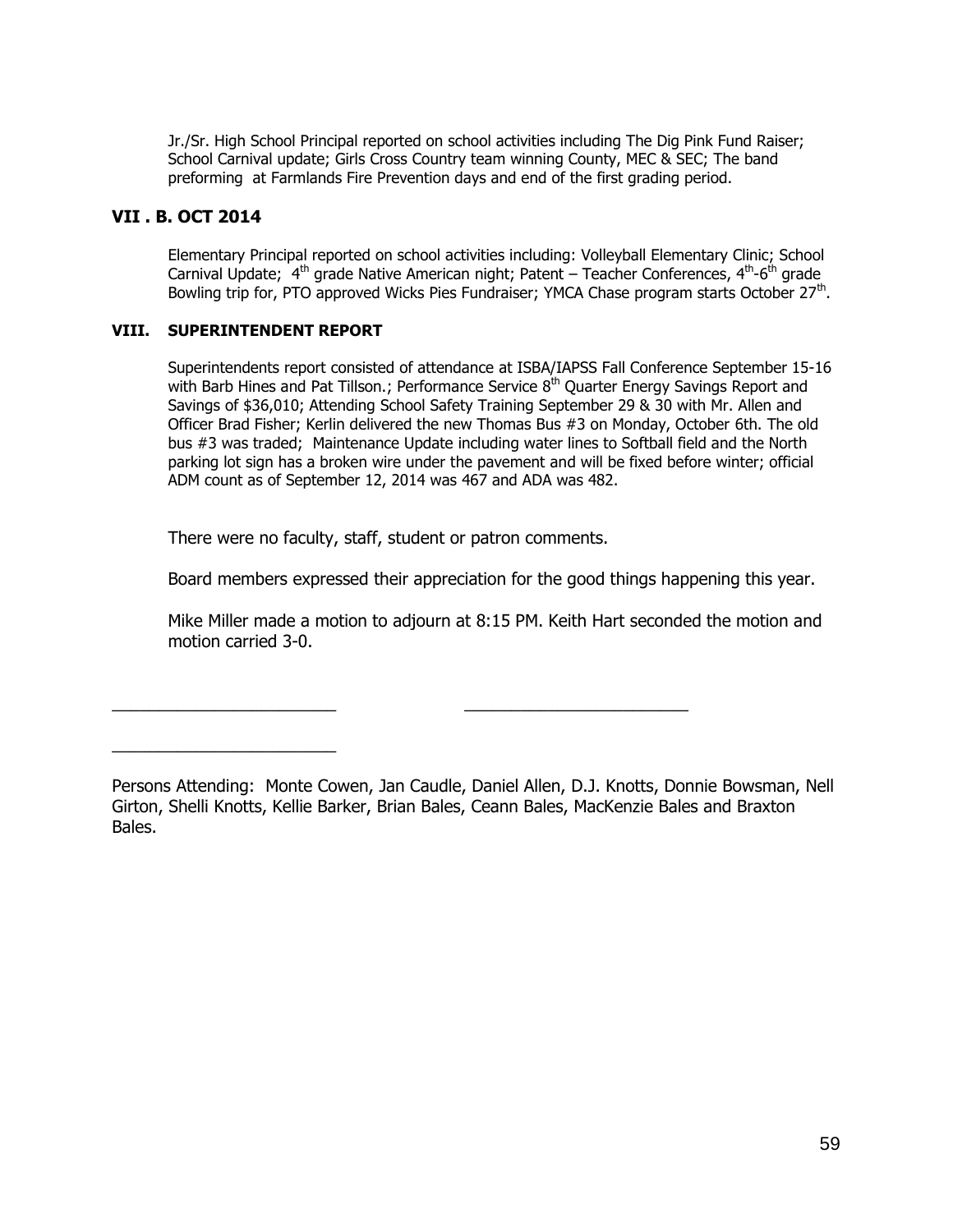Jr./Sr. High School Principal reported on school activities including The Dig Pink Fund Raiser; School Carnival update; Girls Cross Country team winning County, MEC & SEC; The band preforming at Farmlands Fire Prevention days and end of the first grading period.

## VII . B. OCT 2014

Elementary Principal reported on school activities including: Volleyball Elementary Clinic; School Carnival Update; 4th grade Native American night; Patent – Teacher Conferences, 4th-6th grade Bowling trip for, PTO approved Wicks Pies Fundraiser; YMCA Chase program starts October 27th.

### VIII. SUPERINTENDENT REPORT

Superintendents report consisted of attendance at ISBA/IAPSS Fall Conference September 15-16 with Barb Hines and Pat Tillson.; Performance Service 8th Quarter Energy Savings Report and Savings of $36,010; Attending School Safety Training September 29 & 30 with Mr. Allen and Officer Brad Fisher; Kerlin delivered the new Thomas Bus #3 on Monday, October 6th. The old bus #3 was traded; Maintenance Update including water lines to Softball field and the North parking lot sign has a broken wire under the pavement and will be fixed before winter; official ADM count as of September 12, 2014 was 467 and ADA was 482.

There were no faculty, staff, student or patron comments.

Board members expressed their appreciation for the good things happening this year.

Mike Miller made a motion to adjourn at 8:15 PM. Keith Hart seconded the motion and motion carried 3-0.

________________________ ________________________

________________________

Persons Attending: Monte Cowen, Jan Caudle, Daniel Allen, D.J. Knotts, Donnie Bowsman, Nell Girton, Shelli Knotts, Kellie Barker, Brian Bales, Ceann Bales, MacKenzie Bales and Braxton Bales.